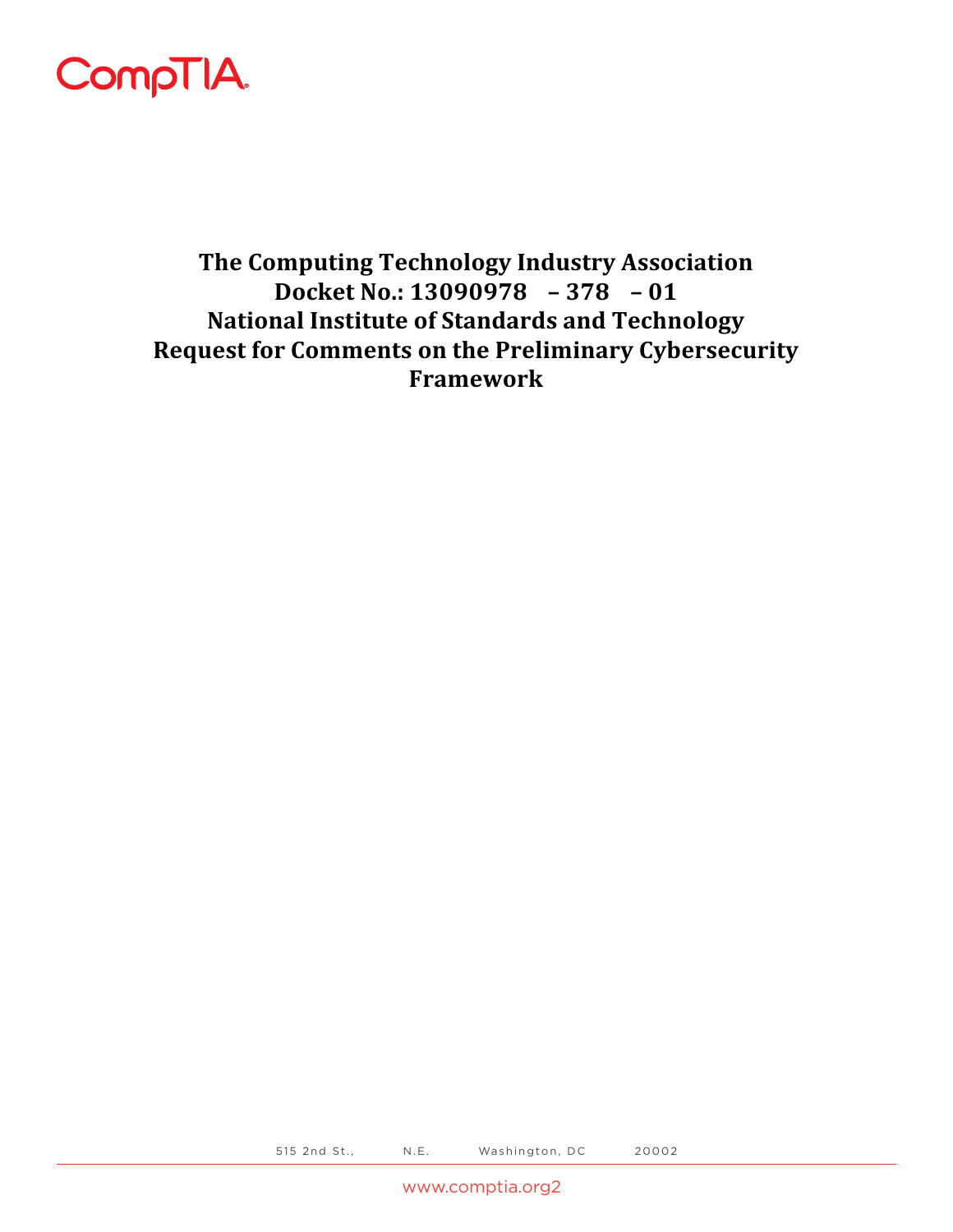CompTIA

# The Computing Technology Industry Association
# Docket No.: 13090978 – 378 – 01
# National Institute of Standards and Technology
# Request for Comments on the Preliminary Cybersecurity Framework

515 2nd St., N.E. Washington, DC 20002

www.comptia.org2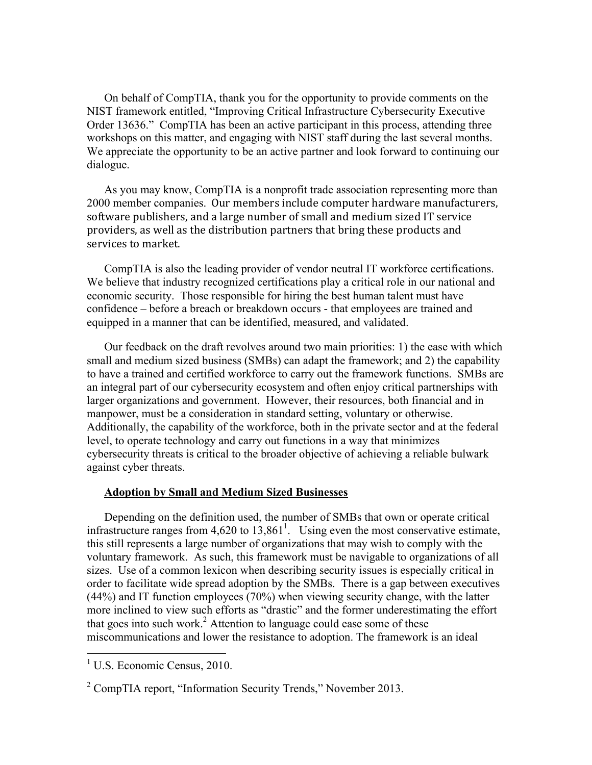On behalf of CompTIA, thank you for the opportunity to provide comments on the NIST framework entitled, "Improving Critical Infrastructure Cybersecurity Executive Order 13636." CompTIA has been an active participant in this process, attending three workshops on this matter, and engaging with NIST staff during the last several months. We appreciate the opportunity to be an active partner and look forward to continuing our dialogue.

As you may know, CompTIA is a nonprofit trade association representing more than 2000 member companies. Our members include computer hardware manufacturers, software publishers, and a large number of small and medium sized IT service providers, as well as the distribution partners that bring these products and services to market.

CompTIA is also the leading provider of vendor neutral IT workforce certifications. We believe that industry recognized certifications play a critical role in our national and economic security. Those responsible for hiring the best human talent must have confidence – before a breach or breakdown occurs - that employees are trained and equipped in a manner that can be identified, measured, and validated.

Our feedback on the draft revolves around two main priorities: 1) the ease with which small and medium sized business (SMBs) can adapt the framework; and 2) the capability to have a trained and certified workforce to carry out the framework functions. SMBs are an integral part of our cybersecurity ecosystem and often enjoy critical partnerships with larger organizations and government. However, their resources, both financial and in manpower, must be a consideration in standard setting, voluntary or otherwise. Additionally, the capability of the workforce, both in the private sector and at the federal level, to operate technology and carry out functions in a way that minimizes cybersecurity threats is critical to the broader objective of achieving a reliable bulwark against cyber threats.

**Adoption by Small and Medium Sized Businesses**

Depending on the definition used, the number of SMBs that own or operate critical infrastructure ranges from 4,620 to 13,861[1]. Using even the most conservative estimate, this still represents a large number of organizations that may wish to comply with the voluntary framework. As such, this framework must be navigable to organizations of all sizes. Use of a common lexicon when describing security issues is especially critical in order to facilitate wide spread adoption by the SMBs. There is a gap between executives (44%) and IT function employees (70%) when viewing security change, with the latter more inclined to view such efforts as "drastic" and the former underestimating the effort that goes into such work.[2] Attention to language could ease some of these miscommunications and lower the resistance to adoption. The framework is an ideal

[1] U.S. Economic Census, 2010.

[2] CompTIA report, "Information Security Trends," November 2013.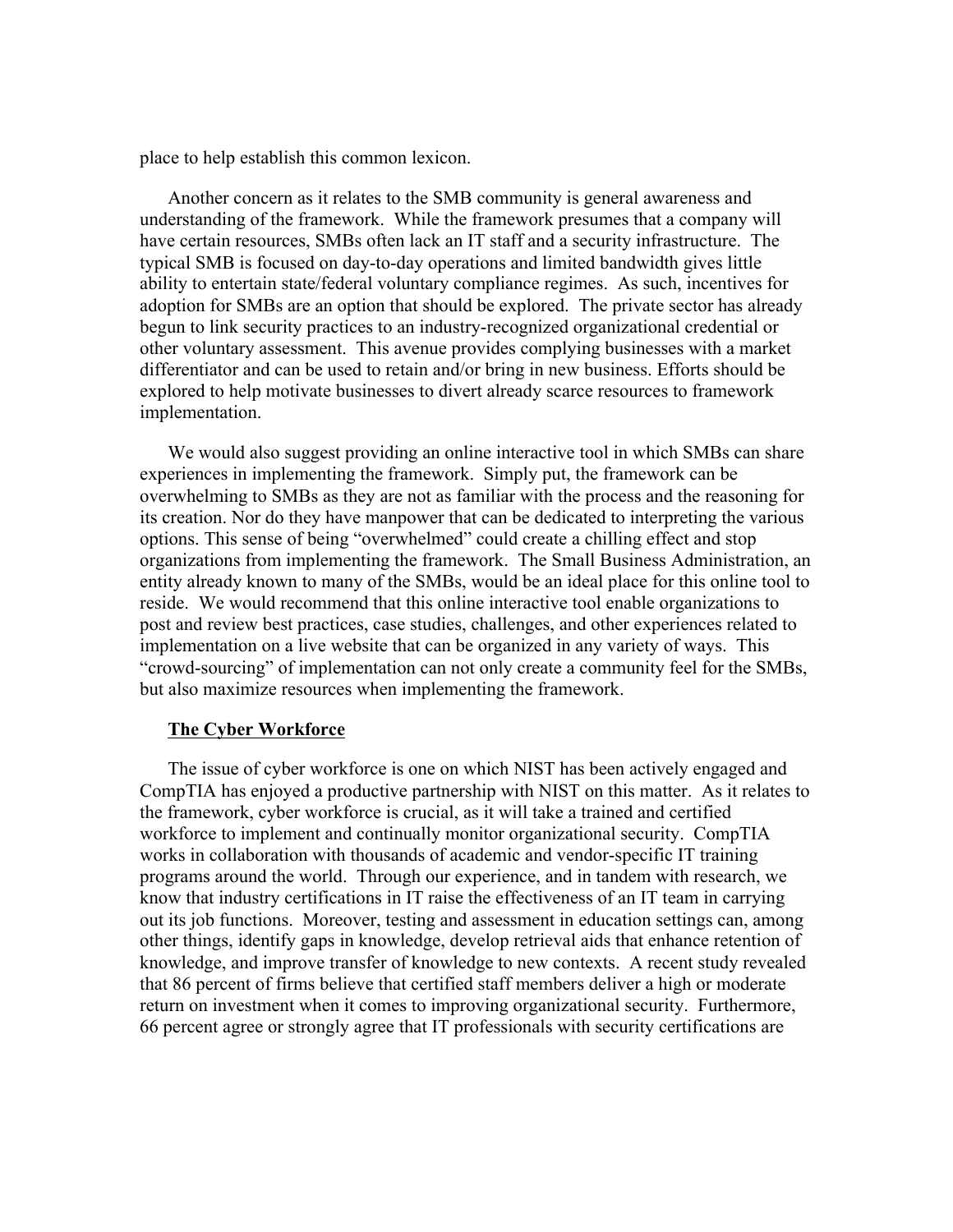place to help establish this common lexicon.

Another concern as it relates to the SMB community is general awareness and understanding of the framework. While the framework presumes that a company will have certain resources, SMBs often lack an IT staff and a security infrastructure. The typical SMB is focused on day-to-day operations and limited bandwidth gives little ability to entertain state/federal voluntary compliance regimes. As such, incentives for adoption for SMBs are an option that should be explored. The private sector has already begun to link security practices to an industry-recognized organizational credential or other voluntary assessment. This avenue provides complying businesses with a market differentiator and can be used to retain and/or bring in new business. Efforts should be explored to help motivate businesses to divert already scarce resources to framework implementation.

We would also suggest providing an online interactive tool in which SMBs can share experiences in implementing the framework. Simply put, the framework can be overwhelming to SMBs as they are not as familiar with the process and the reasoning for its creation. Nor do they have manpower that can be dedicated to interpreting the various options. This sense of being "overwhelmed" could create a chilling effect and stop organizations from implementing the framework. The Small Business Administration, an entity already known to many of the SMBs, would be an ideal place for this online tool to reside. We would recommend that this online interactive tool enable organizations to post and review best practices, case studies, challenges, and other experiences related to implementation on a live website that can be organized in any variety of ways. This "crowd-sourcing" of implementation can not only create a community feel for the SMBs, but also maximize resources when implementing the framework.

**The Cyber Workforce**

The issue of cyber workforce is one on which NIST has been actively engaged and CompTIA has enjoyed a productive partnership with NIST on this matter. As it relates to the framework, cyber workforce is crucial, as it will take a trained and certified workforce to implement and continually monitor organizational security. CompTIA works in collaboration with thousands of academic and vendor-specific IT training programs around the world. Through our experience, and in tandem with research, we know that industry certifications in IT raise the effectiveness of an IT team in carrying out its job functions. Moreover, testing and assessment in education settings can, among other things, identify gaps in knowledge, develop retrieval aids that enhance retention of knowledge, and improve transfer of knowledge to new contexts. A recent study revealed that 86 percent of firms believe that certified staff members deliver a high or moderate return on investment when it comes to improving organizational security. Furthermore, 66 percent agree or strongly agree that IT professionals with security certifications are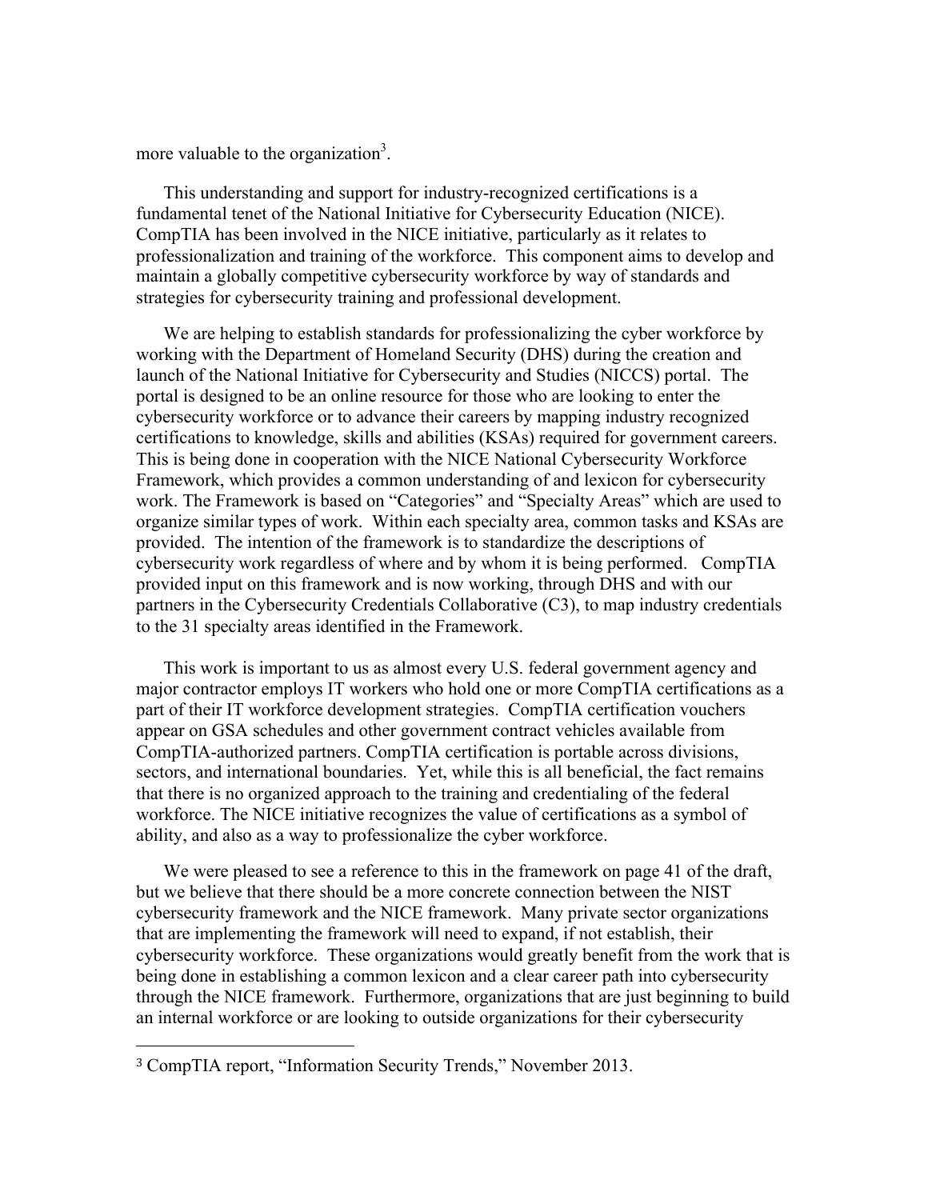more valuable to the organization[3].

This understanding and support for industry-recognized certifications is a fundamental tenet of the National Initiative for Cybersecurity Education (NICE). CompTIA has been involved in the NICE initiative, particularly as it relates to professionalization and training of the workforce. This component aims to develop and maintain a globally competitive cybersecurity workforce by way of standards and strategies for cybersecurity training and professional development.

We are helping to establish standards for professionalizing the cyber workforce by working with the Department of Homeland Security (DHS) during the creation and launch of the National Initiative for Cybersecurity and Studies (NICCS) portal. The portal is designed to be an online resource for those who are looking to enter the cybersecurity workforce or to advance their careers by mapping industry recognized certifications to knowledge, skills and abilities (KSAs) required for government careers. This is being done in cooperation with the NICE National Cybersecurity Workforce Framework, which provides a common understanding of and lexicon for cybersecurity work. The Framework is based on "Categories" and "Specialty Areas" which are used to organize similar types of work. Within each specialty area, common tasks and KSAs are provided. The intention of the framework is to standardize the descriptions of cybersecurity work regardless of where and by whom it is being performed. CompTIA provided input on this framework and is now working, through DHS and with our partners in the Cybersecurity Credentials Collaborative (C3), to map industry credentials to the 31 specialty areas identified in the Framework.

This work is important to us as almost every U.S. federal government agency and major contractor employs IT workers who hold one or more CompTIA certifications as a part of their IT workforce development strategies. CompTIA certification vouchers appear on GSA schedules and other government contract vehicles available from CompTIA-authorized partners. CompTIA certification is portable across divisions, sectors, and international boundaries. Yet, while this is all beneficial, the fact remains that there is no organized approach to the training and credentialing of the federal workforce. The NICE initiative recognizes the value of certifications as a symbol of ability, and also as a way to professionalize the cyber workforce.

We were pleased to see a reference to this in the framework on page 41 of the draft, but we believe that there should be a more concrete connection between the NIST cybersecurity framework and the NICE framework. Many private sector organizations that are implementing the framework will need to expand, if not establish, their cybersecurity workforce. These organizations would greatly benefit from the work that is being done in establishing a common lexicon and a clear career path into cybersecurity through the NICE framework. Furthermore, organizations that are just beginning to build an internal workforce or are looking to outside organizations for their cybersecurity

---

[3] CompTIA report, "Information Security Trends," November 2013.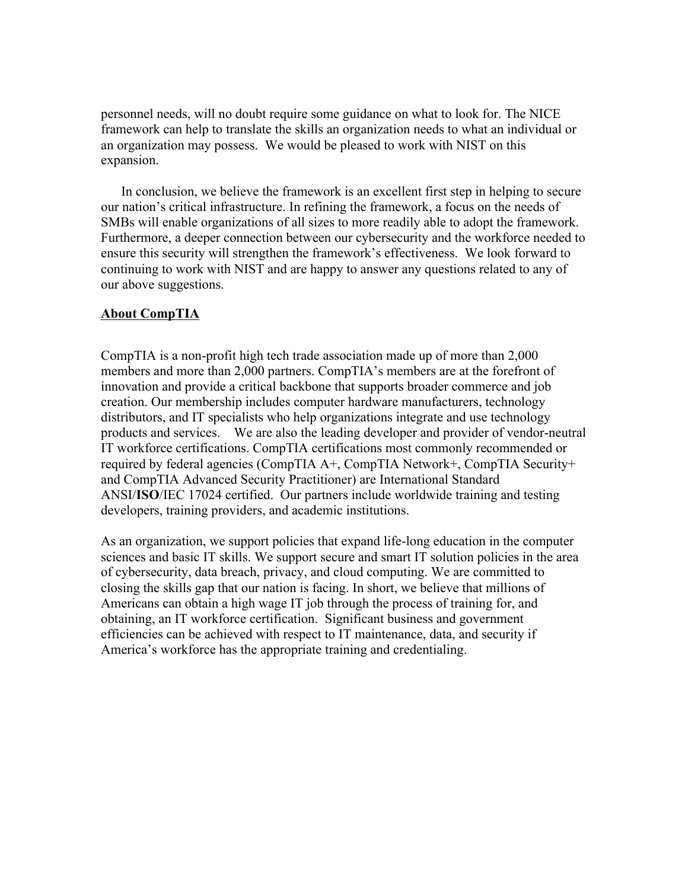personnel needs, will no doubt require some guidance on what to look for. The NICE framework can help to translate the skills an organization needs to what an individual or an organization may possess. We would be pleased to work with NIST on this expansion.

In conclusion, we believe the framework is an excellent first step in helping to secure our nation's critical infrastructure. In refining the framework, a focus on the needs of SMBs will enable organizations of all sizes to more readily able to adopt the framework. Furthermore, a deeper connection between our cybersecurity and the workforce needed to ensure this security will strengthen the framework's effectiveness. We look forward to continuing to work with NIST and are happy to answer any questions related to any of our above suggestions.

## **About CompTIA**

CompTIA is a non-profit high tech trade association made up of more than 2,000 members and more than 2,000 partners. CompTIA's members are at the forefront of innovation and provide a critical backbone that supports broader commerce and job creation. Our membership includes computer hardware manufacturers, technology distributors, and IT specialists who help organizations integrate and use technology products and services. We are also the leading developer and provider of vendor-neutral IT workforce certifications. CompTIA certifications most commonly recommended or required by federal agencies (CompTIA A+, CompTIA Network+, CompTIA Security+ and CompTIA Advanced Security Practitioner) are International Standard ANSI/**ISO**/IEC 17024 certified. Our partners include worldwide training and testing developers, training providers, and academic institutions.

As an organization, we support policies that expand life-long education in the computer sciences and basic IT skills. We support secure and smart IT solution policies in the area of cybersecurity, data breach, privacy, and cloud computing. We are committed to closing the skills gap that our nation is facing. In short, we believe that millions of Americans can obtain a high wage IT job through the process of training for, and obtaining, an IT workforce certification. Significant business and government efficiencies can be achieved with respect to IT maintenance, data, and security if America's workforce has the appropriate training and credentialing.